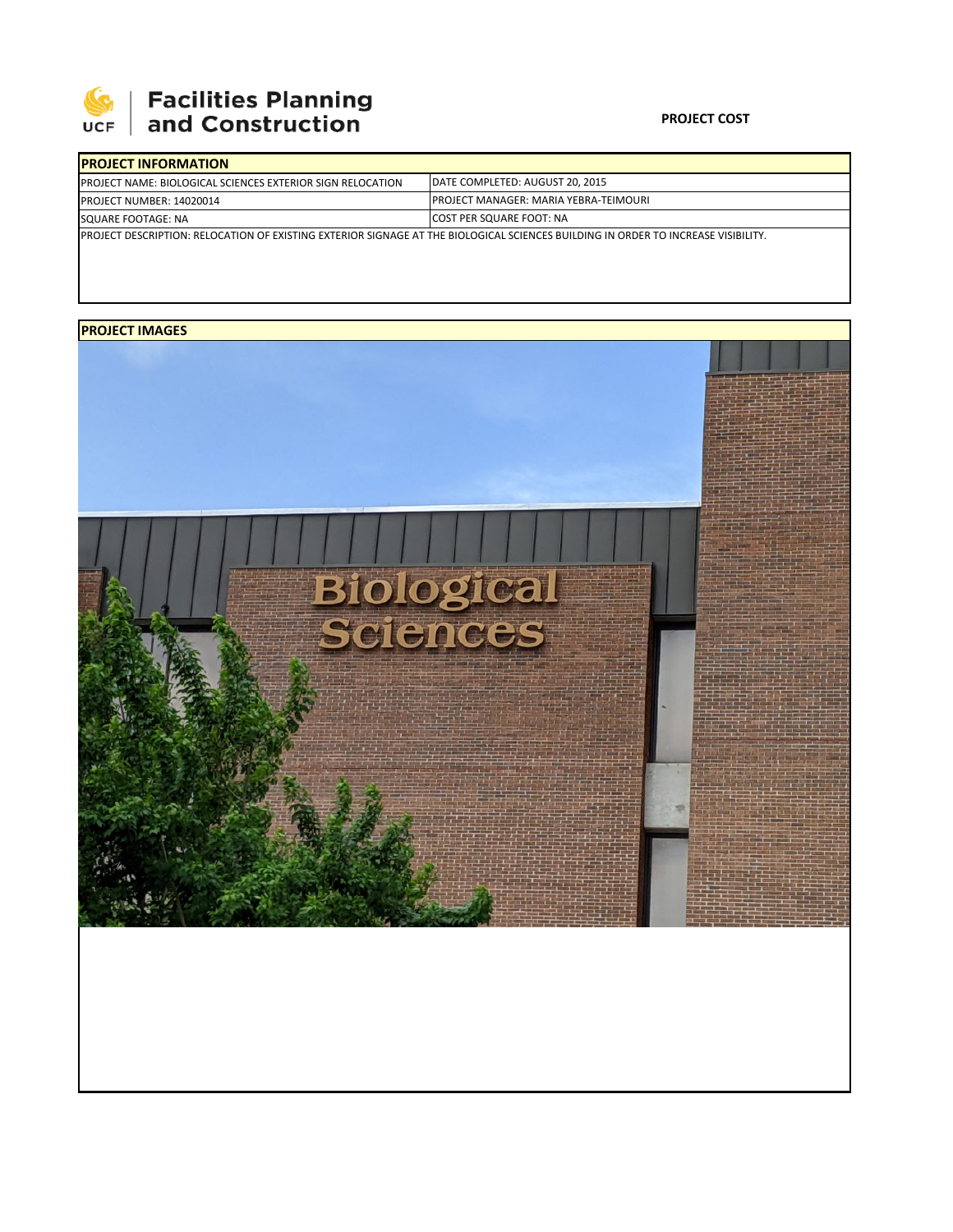**Facilities Planning and Construction**

**PROJECT COST**

| **PROJECT INFORMATION** | |
|---|---|
| PROJECT NAME: BIOLOGICAL SCIENCES EXTERIOR SIGN RELOCATION | DATE COMPLETED: AUGUST 20, 2015 |
| PROJECT NUMBER: 14020014 | PROJECT MANAGER: MARIA YEBRA-TEIMOURI |
| SQUARE FOOTAGE: NA | COST PER SQUARE FOOT: NA |
| PROJECT DESCRIPTION: RELOCATION OF EXISTING EXTERIOR SIGNAGE AT THE BIOLOGICAL SCIENCES BUILDING IN ORDER TO INCREASE VISIBILITY. | |

**PROJECT IMAGES**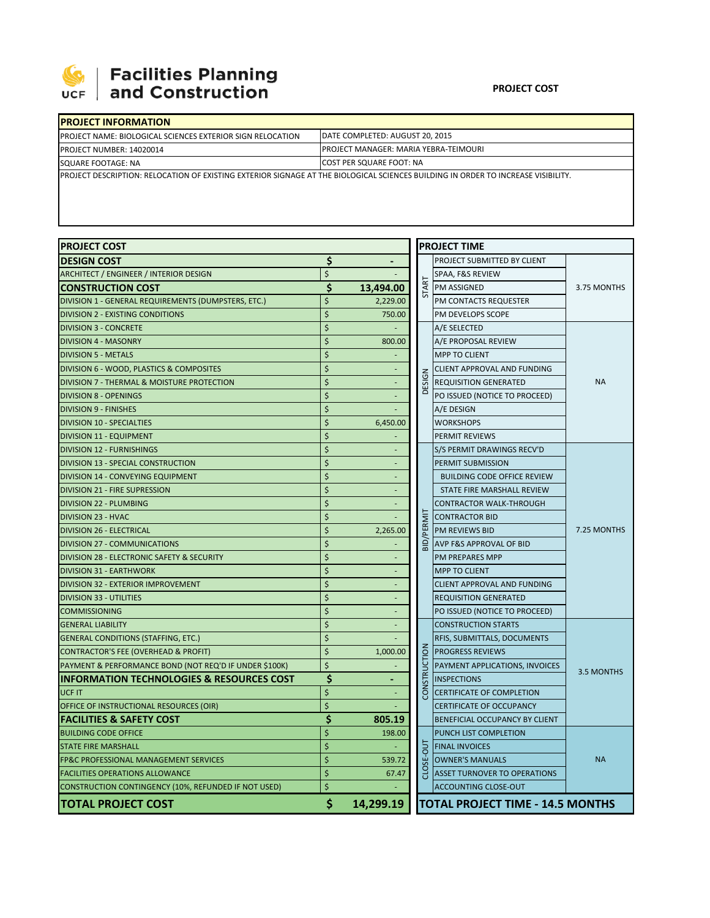**Facilities Planning and Construction**

**PROJECT COST**

| PROJECT INFORMATION | |
|---|---|
| PROJECT NAME: BIOLOGICAL SCIENCES EXTERIOR SIGN RELOCATION | DATE COMPLETED: AUGUST 20, 2015 |
| PROJECT NUMBER: 14020014 | PROJECT MANAGER: MARIA YEBRA-TEIMOURI |
| SQUARE FOOTAGE: NA | COST PER SQUARE FOOT: NA |
| PROJECT DESCRIPTION: RELOCATION OF EXISTING EXTERIOR SIGNAGE AT THE BIOLOGICAL SCIENCES BUILDING IN ORDER TO INCREASE VISIBILITY. | |

| PROJECT COST | |
|---|---|
| **DESIGN COST** | **$ -** |
| ARCHITECT / ENGINEER / INTERIOR DESIGN | $ - |
| **CONSTRUCTION COST** | **$ 13,494.00** |
| DIVISION 1 - GENERAL REQUIREMENTS (DUMPSTERS, ETC.) | $ 2,229.00 |
| DIVISION 2 - EXISTING CONDITIONS | $ 750.00 |
| DIVISION 3 - CONCRETE | $ - |
| DIVISION 4 - MASONRY | $ 800.00 |
| DIVISION 5 - METALS | $ - |
| DIVISION 6 - WOOD, PLASTICS & COMPOSITES | $ - |
| DIVISION 7 - THERMAL & MOISTURE PROTECTION | $ - |
| DIVISION 8 - OPENINGS | $ - |
| DIVISION 9 - FINISHES | $ - |
| DIVISION 10 - SPECIALTIES | $ 6,450.00 |
| DIVISION 11 - EQUIPMENT | $ - |
| DIVISION 12 - FURNISHINGS | $ - |
| DIVISION 13 - SPECIAL CONSTRUCTION | $ - |
| DIVISION 14 - CONVEYING EQUIPMENT | $ - |
| DIVISION 21 - FIRE SUPRESSION | $ - |
| DIVISION 22 - PLUMBING | $ - |
| DIVISION 23 - HVAC | $ - |
| DIVISION 26 - ELECTRICAL | $ 2,265.00 |
| DIVISION 27 - COMMUNICATIONS | $ - |
| DIVISION 28 - ELECTRONIC SAFETY & SECURITY | $ - |
| DIVISION 31 - EARTHWORK | $ - |
| DIVISION 32 - EXTERIOR IMPROVEMENT | $ - |
| DIVISION 33 - UTILITIES | $ - |
| COMMISSIONING | $ - |
| GENERAL LIABILITY | $ - |
| GENERAL CONDITIONS (STAFFING, ETC.) | $ - |
| CONTRACTOR'S FEE (OVERHEAD & PROFIT) | $ 1,000.00 |
| PAYMENT & PERFORMANCE BOND (NOT REQ'D IF UNDER $100K) | $ - |
| **INFORMATION TECHNOLOGIES & RESOURCES COST** | **$ -** |
| UCF IT | $ - |
| OFFICE OF INSTRUCTIONAL RESOURCES (OIR) | $ - |
| **FACILITIES & SAFETY COST** | **$ 805.19** |
| BUILDING CODE OFFICE | $ 198.00 |
| STATE FIRE MARSHALL | $ - |
| FP&C PROFESSIONAL MANAGEMENT SERVICES | $ 539.72 |
| FACILITIES OPERATIONS ALLOWANCE | $ 67.47 |
| CONSTRUCTION CONTINGENCY (10%, REFUNDED IF NOT USED) | $ - |
| **TOTAL PROJECT COST** | **$ 14,299.19** |

| PROJECT TIME | | |
|---|---|---|
| START | PROJECT SUBMITTED BY CLIENT | 3.75 MONTHS |
| | SPAA, F&S REVIEW | |
| | PM ASSIGNED | |
| | PM CONTACTS REQUESTER | |
| | PM DEVELOPS SCOPE | |
| DESIGN | A/E SELECTED | NA |
| | A/E PROPOSAL REVIEW | |
| | MPP TO CLIENT | |
| | CLIENT APPROVAL AND FUNDING | |
| | REQUISITION GENERATED | |
| | PO ISSUED (NOTICE TO PROCEED) | |
| | A/E DESIGN | |
| | WORKSHOPS | |
| | PERMIT REVIEWS | |
| BID/PERMIT | S/S PERMIT DRAWINGS RECV'D | 7.25 MONTHS |
| | PERMIT SUBMISSION | |
| | BUILDING CODE OFFICE REVIEW | |
| | STATE FIRE MARSHALL REVIEW | |
| | CONTRACTOR WALK-THROUGH | |
| | CONTRACTOR BID | |
| | PM REVIEWS BID | |
| | AVP F&S APPROVAL OF BID | |
| | PM PREPARES MPP | |
| | MPP TO CLIENT | |
| | CLIENT APPROVAL AND FUNDING | |
| | REQUISITION GENERATED | |
| | PO ISSUED (NOTICE TO PROCEED) | |
| CONSTRUCTION | CONSTRUCTION STARTS | 3.5 MONTHS |
| | RFIS, SUBMITTALS, DOCUMENTS | |
| | PROGRESS REVIEWS | |
| | PAYMENT APPLICATIONS, INVOICES | |
| | INSPECTIONS | |
| | CERTIFICATE OF COMPLETION | |
| | CERTIFICATE OF OCCUPANCY | |
| | BENEFICIAL OCCUPANCY BY CLIENT | |
| CLOSE-OUT | PUNCH LIST COMPLETION | NA |
| | FINAL INVOICES | |
| | OWNER'S MANUALS | |
| | ASSET TURNOVER TO OPERATIONS | |
| | ACCOUNTING CLOSE-OUT | |
| **TOTAL PROJECT TIME - 14.5 MONTHS** | | |